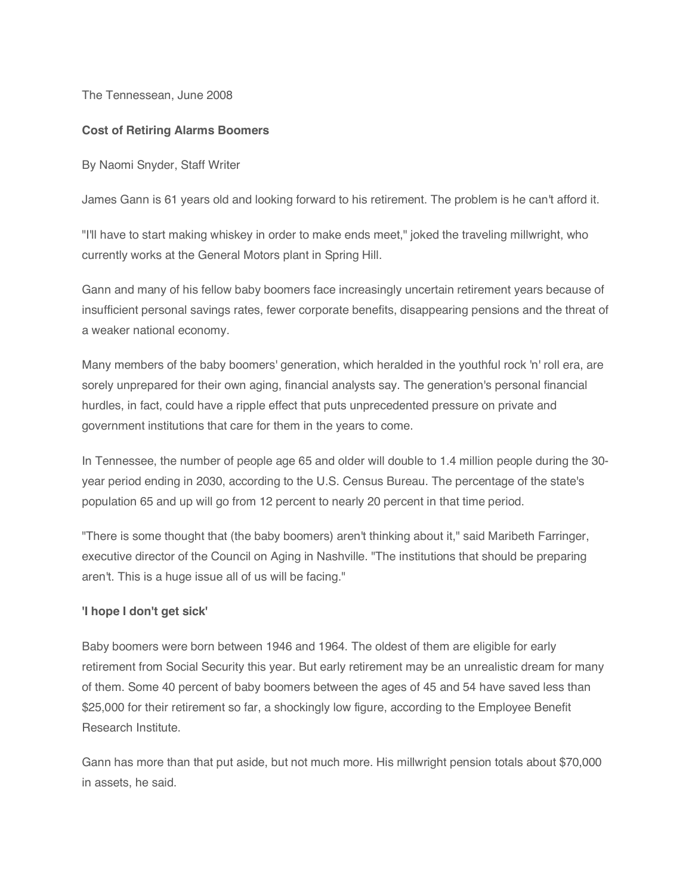The Tennessean, June 2008

# Cost of Retiring Alarms Boomers

By Naomi Snyder, Staff Writer

James Gann is 61 years old and looking forward to his retirement. The problem is he can't afford it.

"I'll have to start making whiskey in order to make ends meet," joked the traveling millwright, who currently works at the General Motors plant in Spring Hill.

Gann and many of his fellow baby boomers face increasingly uncertain retirement years because of insufficient personal savings rates, fewer corporate benefits, disappearing pensions and the threat of a weaker national economy.

Many members of the baby boomers' generation, which heralded in the youthful rock 'n' roll era, are sorely unprepared for their own aging, financial analysts say. The generation's personal financial hurdles, in fact, could have a ripple effect that puts unprecedented pressure on private and government institutions that care for them in the years to come.

In Tennessee, the number of people age 65 and older will double to 1.4 million people during the 30-year period ending in 2030, according to the U.S. Census Bureau. The percentage of the state's population 65 and up will go from 12 percent to nearly 20 percent in that time period.

"There is some thought that (the baby boomers) aren't thinking about it," said Maribeth Farringer, executive director of the Council on Aging in Nashville. "The institutions that should be preparing aren't. This is a huge issue all of us will be facing."

## 'I hope I don't get sick'

Baby boomers were born between 1946 and 1964. The oldest of them are eligible for early retirement from Social Security this year. But early retirement may be an unrealistic dream for many of them. Some 40 percent of baby boomers between the ages of 45 and 54 have saved less than $25,000 for their retirement so far, a shockingly low figure, according to the Employee Benefit Research Institute.

Gann has more than that put aside, but not much more. His millwright pension totals about $70,000 in assets, he said.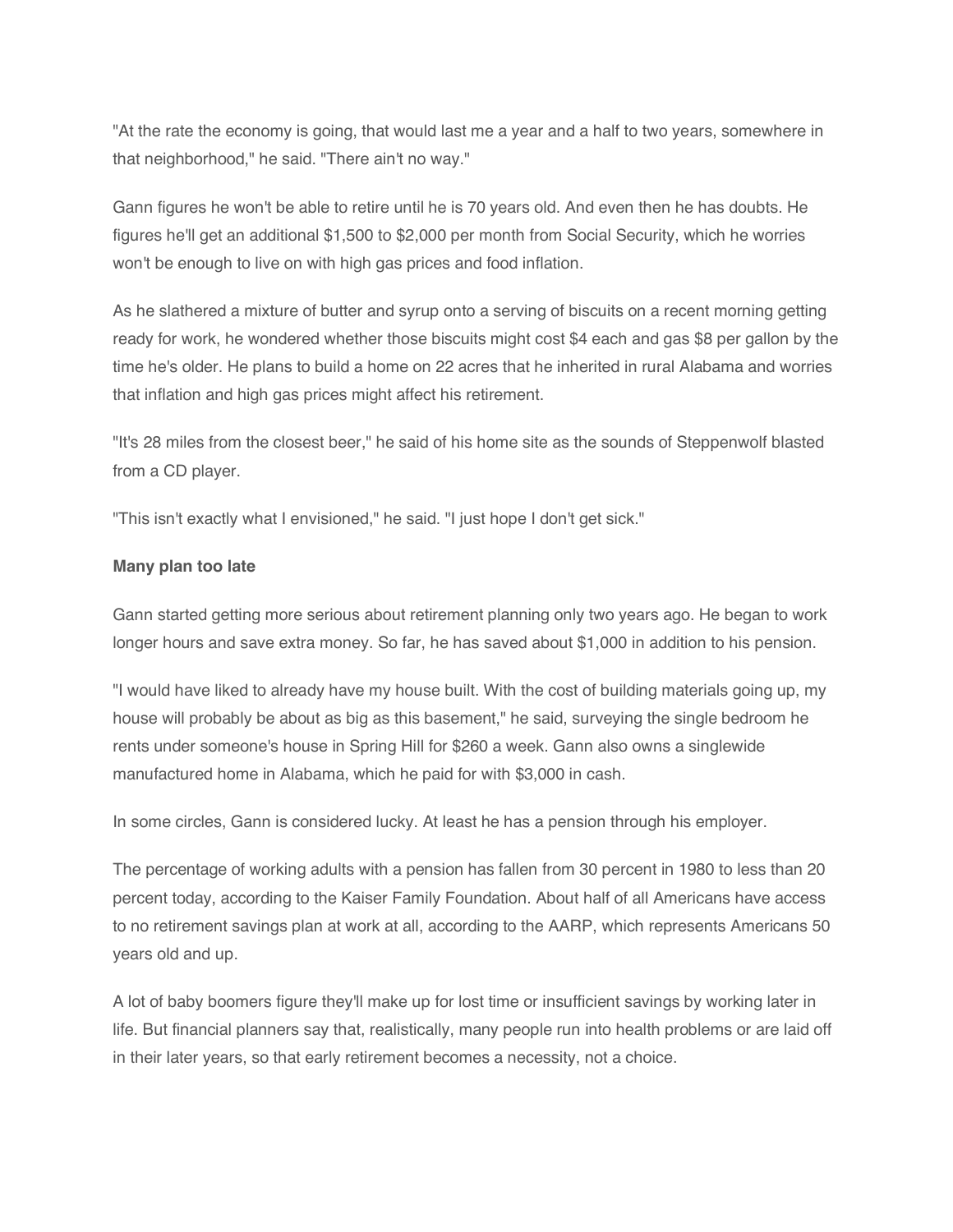"At the rate the economy is going, that would last me a year and a half to two years, somewhere in that neighborhood," he said. "There ain't no way."

Gann figures he won't be able to retire until he is 70 years old. And even then he has doubts. He figures he'll get an additional $1,500 to $2,000 per month from Social Security, which he worries won't be enough to live on with high gas prices and food inflation.

As he slathered a mixture of butter and syrup onto a serving of biscuits on a recent morning getting ready for work, he wondered whether those biscuits might cost $4 each and gas $8 per gallon by the time he's older. He plans to build a home on 22 acres that he inherited in rural Alabama and worries that inflation and high gas prices might affect his retirement.

"It's 28 miles from the closest beer," he said of his home site as the sounds of Steppenwolf blasted from a CD player.

"This isn't exactly what I envisioned," he said. "I just hope I don't get sick."

**Many plan too late**

Gann started getting more serious about retirement planning only two years ago. He began to work longer hours and save extra money. So far, he has saved about $1,000 in addition to his pension.

"I would have liked to already have my house built. With the cost of building materials going up, my house will probably be about as big as this basement," he said, surveying the single bedroom he rents under someone's house in Spring Hill for $260 a week. Gann also owns a singlewide manufactured home in Alabama, which he paid for with $3,000 in cash.

In some circles, Gann is considered lucky. At least he has a pension through his employer.

The percentage of working adults with a pension has fallen from 30 percent in 1980 to less than 20 percent today, according to the Kaiser Family Foundation. About half of all Americans have access to no retirement savings plan at work at all, according to the AARP, which represents Americans 50 years old and up.

A lot of baby boomers figure they'll make up for lost time or insufficient savings by working later in life. But financial planners say that, realistically, many people run into health problems or are laid off in their later years, so that early retirement becomes a necessity, not a choice.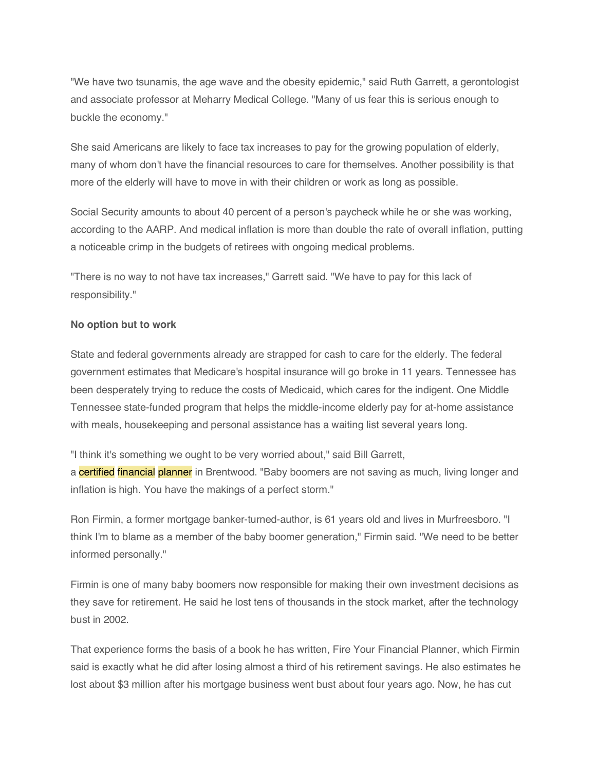"We have two tsunamis, the age wave and the obesity epidemic," said Ruth Garrett, a gerontologist and associate professor at Meharry Medical College. "Many of us fear this is serious enough to buckle the economy."

She said Americans are likely to face tax increases to pay for the growing population of elderly, many of whom don't have the financial resources to care for themselves. Another possibility is that more of the elderly will have to move in with their children or work as long as possible.

Social Security amounts to about 40 percent of a person's paycheck while he or she was working, according to the AARP. And medical inflation is more than double the rate of overall inflation, putting a noticeable crimp in the budgets of retirees with ongoing medical problems.

"There is no way to not have tax increases," Garrett said. "We have to pay for this lack of responsibility."

**No option but to work**

State and federal governments already are strapped for cash to care for the elderly. The federal government estimates that Medicare's hospital insurance will go broke in 11 years. Tennessee has been desperately trying to reduce the costs of Medicaid, which cares for the indigent. One Middle Tennessee state-funded program that helps the middle-income elderly pay for at-home assistance with meals, housekeeping and personal assistance has a waiting list several years long.

"I think it's something we ought to be very worried about," said Bill Garrett, a certified financial planner in Brentwood. "Baby boomers are not saving as much, living longer and inflation is high. You have the makings of a perfect storm."

Ron Firmin, a former mortgage banker-turned-author, is 61 years old and lives in Murfreesboro. "I think I'm to blame as a member of the baby boomer generation," Firmin said. "We need to be better informed personally."

Firmin is one of many baby boomers now responsible for making their own investment decisions as they save for retirement. He said he lost tens of thousands in the stock market, after the technology bust in 2002.

That experience forms the basis of a book he has written, Fire Your Financial Planner, which Firmin said is exactly what he did after losing almost a third of his retirement savings. He also estimates he lost about $3 million after his mortgage business went bust about four years ago. Now, he has cut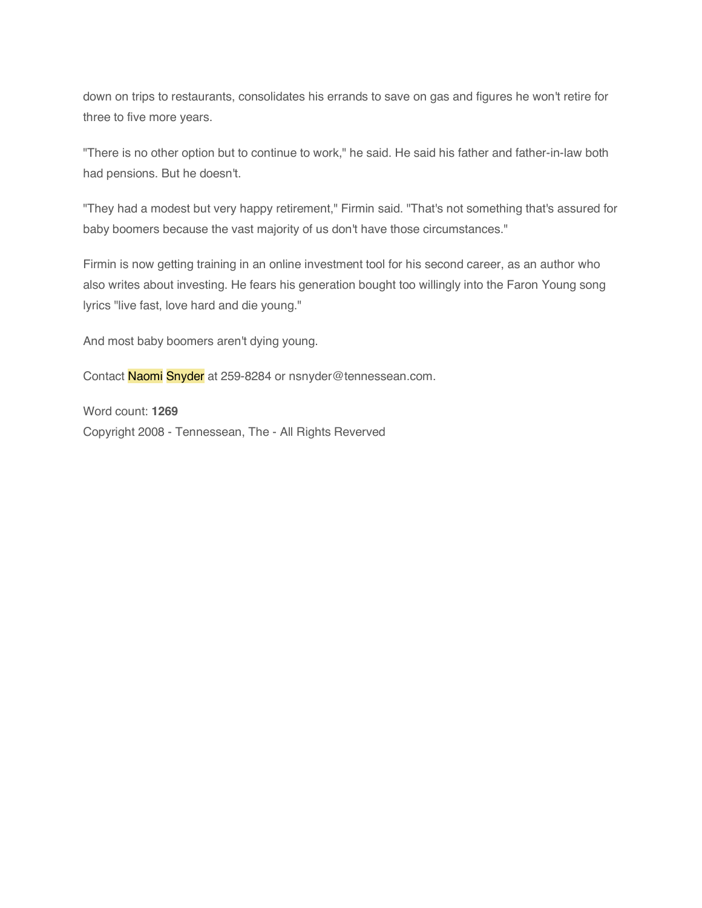down on trips to restaurants, consolidates his errands to save on gas and figures he won't retire for three to five more years.

"There is no other option but to continue to work," he said. He said his father and father-in-law both had pensions. But he doesn't.

"They had a modest but very happy retirement," Firmin said. "That's not something that's assured for baby boomers because the vast majority of us don't have those circumstances."

Firmin is now getting training in an online investment tool for his second career, as an author who also writes about investing. He fears his generation bought too willingly into the Faron Young song lyrics "live fast, love hard and die young."

And most baby boomers aren't dying young.

Contact Naomi Snyder at 259-8284 or nsnyder@tennessean.com.

Word count: **1269**
Copyright 2008 - Tennessean, The - All Rights Reverved